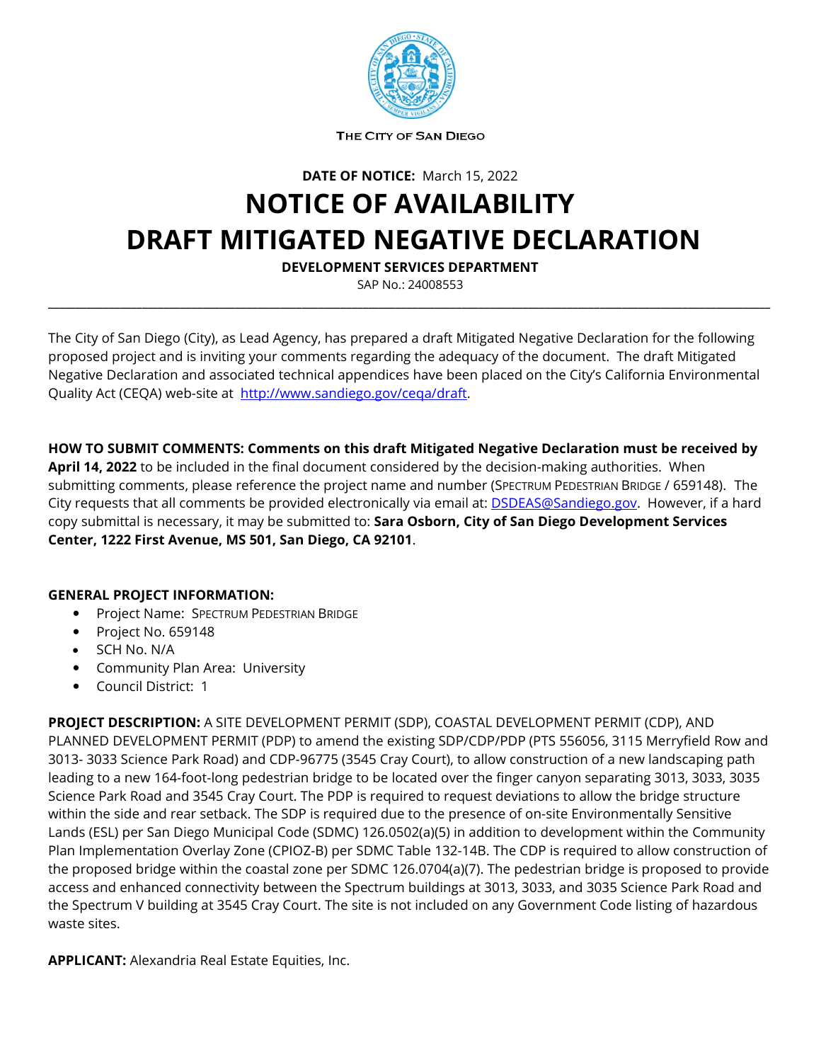THE CITY OF SAN DIEGO

**DATE OF NOTICE:** March 15, 2022

# NOTICE OF AVAILABILITY
# DRAFT MITIGATED NEGATIVE DECLARATION

**DEVELOPMENT SERVICES DEPARTMENT**

SAP No.: 24008553

---

The City of San Diego (City), as Lead Agency, has prepared a draft Mitigated Negative Declaration for the following proposed project and is inviting your comments regarding the adequacy of the document. The draft Mitigated Negative Declaration and associated technical appendices have been placed on the City's California Environmental Quality Act (CEQA) web-site at http://www.sandiego.gov/ceqa/draft.

**HOW TO SUBMIT COMMENTS: Comments on this draft Mitigated Negative Declaration must be received by April 14, 2022** to be included in the final document considered by the decision-making authorities. When submitting comments, please reference the project name and number (SPECTRUM PEDESTRIAN BRIDGE / 659148). The City requests that all comments be provided electronically via email at: DSDEAS@Sandiego.gov. However, if a hard copy submittal is necessary, it may be submitted to: **Sara Osborn, City of San Diego Development Services Center, 1222 First Avenue, MS 501, San Diego, CA 92101**.

**GENERAL PROJECT INFORMATION:**

- Project Name: SPECTRUM PEDESTRIAN BRIDGE
- Project No. 659148
- SCH No. N/A
- Community Plan Area: University
- Council District: 1

**PROJECT DESCRIPTION:** A SITE DEVELOPMENT PERMIT (SDP), COASTAL DEVELOPMENT PERMIT (CDP), AND PLANNED DEVELOPMENT PERMIT (PDP) to amend the existing SDP/CDP/PDP (PTS 556056, 3115 Merryfield Row and 3013- 3033 Science Park Road) and CDP-96775 (3545 Cray Court), to allow construction of a new landscaping path leading to a new 164-foot-long pedestrian bridge to be located over the finger canyon separating 3013, 3033, 3035 Science Park Road and 3545 Cray Court. The PDP is required to request deviations to allow the bridge structure within the side and rear setback. The SDP is required due to the presence of on-site Environmentally Sensitive Lands (ESL) per San Diego Municipal Code (SDMC) 126.0502(a)(5) in addition to development within the Community Plan Implementation Overlay Zone (CPIOZ-B) per SDMC Table 132-14B. The CDP is required to allow construction of the proposed bridge within the coastal zone per SDMC 126.0704(a)(7). The pedestrian bridge is proposed to provide access and enhanced connectivity between the Spectrum buildings at 3013, 3033, and 3035 Science Park Road and the Spectrum V building at 3545 Cray Court. The site is not included on any Government Code listing of hazardous waste sites.

**APPLICANT:** Alexandria Real Estate Equities, Inc.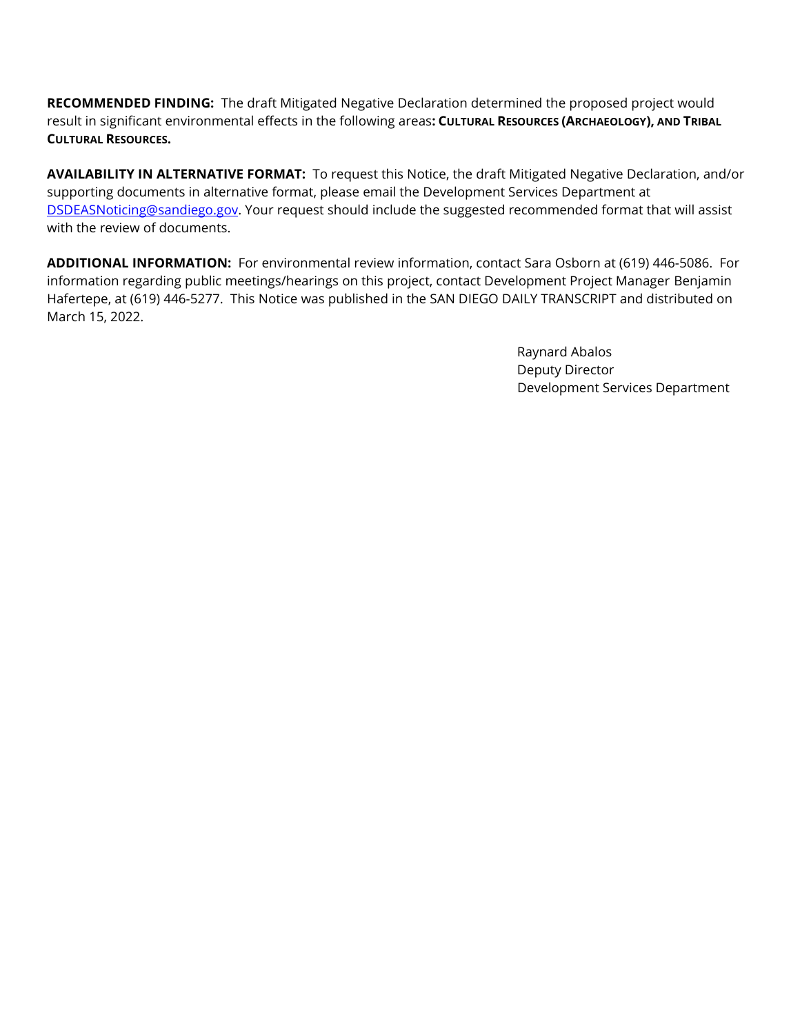**RECOMMENDED FINDING:** The draft Mitigated Negative Declaration determined the proposed project would result in significant environmental effects in the following areas**: CULTURAL RESOURCES (ARCHAEOLOGY), AND TRIBAL CULTURAL RESOURCES.**

**AVAILABILITY IN ALTERNATIVE FORMAT:** To request this Notice, the draft Mitigated Negative Declaration, and/or supporting documents in alternative format, please email the Development Services Department at DSDEASNoticing@sandiego.gov. Your request should include the suggested recommended format that will assist with the review of documents.

**ADDITIONAL INFORMATION:** For environmental review information, contact Sara Osborn at (619) 446-5086. For information regarding public meetings/hearings on this project, contact Development Project Manager Benjamin Hafertepe, at (619) 446-5277. This Notice was published in the SAN DIEGO DAILY TRANSCRIPT and distributed on March 15, 2022.

Raynard Abalos
Deputy Director
Development Services Department